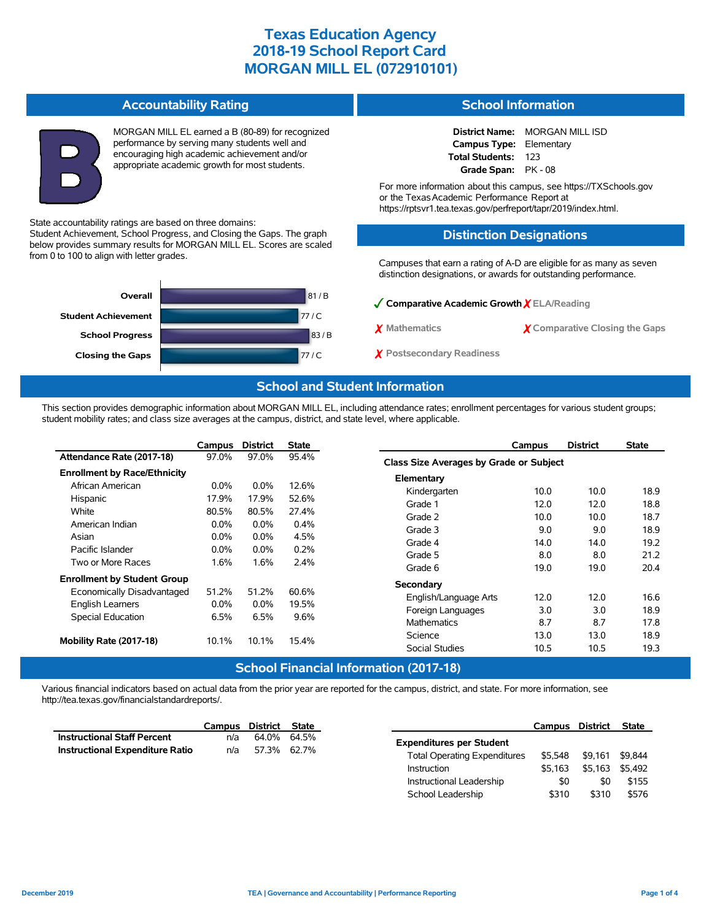# Texas Education Agency
# 2018-19 School Report Card
# MORGAN MILL EL (072910101)

## Accountability Rating

**B**

MORGAN MILL EL earned a B (80-89) for recognized performance by serving many students well and encouraging high academic achievement and/or appropriate academic growth for most students.

State accountability ratings are based on three domains: Student Achievement, School Progress, and Closing the Gaps. The graph below provides summary results for MORGAN MILL EL. Scores are scaled from 0 to 100 to align with letter grades.

| Domain | Score |
|---|---|
| Overall | 81 / B |
| Student Achievement | 77 / C |
| School Progress | 83 / B |
| Closing the Gaps | 77 / C |

## School Information

**District Name:** MORGAN MILL ISD
**Campus Type:** Elementary
**Total Students:** 123
**Grade Span:** PK - 08

For more information about this campus, see https://TXSchools.gov or the Texas Academic Performance Report at https://rptsvr1.tea.texas.gov/perfreport/tapr/2019/index.html.

## Distinction Designations

Campuses that earn a rating of A-D are eligible for as many as seven distinction designations, or awards for outstanding performance.

- ✓ Comparative Academic Growth
- ✗ ELA/Reading
- ✗ Mathematics
- ✗ Comparative Closing the Gaps
- ✗ Postsecondary Readiness

## School and Student Information

This section provides demographic information about MORGAN MILL EL, including attendance rates; enrollment percentages for various student groups; student mobility rates; and class size averages at the campus, district, and state level, where applicable.

| | Campus | District | State |
|---|---|---|---|
| **Attendance Rate (2017-18)** | 97.0% | 97.0% | 95.4% |
| **Enrollment by Race/Ethnicity** | | | |
| African American | 0.0% | 0.0% | 12.6% |
| Hispanic | 17.9% | 17.9% | 52.6% |
| White | 80.5% | 80.5% | 27.4% |
| American Indian | 0.0% | 0.0% | 0.4% |
| Asian | 0.0% | 0.0% | 4.5% |
| Pacific Islander | 0.0% | 0.0% | 0.2% |
| Two or More Races | 1.6% | 1.6% | 2.4% |
| **Enrollment by Student Group** | | | |
| Economically Disadvantaged | 51.2% | 51.2% | 60.6% |
| English Learners | 0.0% | 0.0% | 19.5% |
| Special Education | 6.5% | 6.5% | 9.6% |
| **Mobility Rate (2017-18)** | 10.1% | 10.1% | 15.4% |

| | Campus | District | State |
|---|---|---|---|
| **Class Size Averages by Grade or Subject** | | | |
| **Elementary** | | | |
| Kindergarten | 10.0 | 10.0 | 18.9 |
| Grade 1 | 12.0 | 12.0 | 18.8 |
| Grade 2 | 10.0 | 10.0 | 18.7 |
| Grade 3 | 9.0 | 9.0 | 18.9 |
| Grade 4 | 14.0 | 14.0 | 19.2 |
| Grade 5 | 8.0 | 8.0 | 21.2 |
| Grade 6 | 19.0 | 19.0 | 20.4 |
| **Secondary** | | | |
| English/Language Arts | 12.0 | 12.0 | 16.6 |
| Foreign Languages | 3.0 | 3.0 | 18.9 |
| Mathematics | 8.7 | 8.7 | 17.8 |
| Science | 13.0 | 13.0 | 18.9 |
| Social Studies | 10.5 | 10.5 | 19.3 |

## School Financial Information (2017-18)

Various financial indicators based on actual data from the prior year are reported for the campus, district, and state. For more information, see http://tea.texas.gov/financialstandardreports/.

| | Campus | District | State |
|---|---|---|---|
| **Instructional Staff Percent** | n/a | 64.0% | 64.5% |
| **Instructional Expenditure Ratio** | n/a | 57.3% | 62.7% |

| | Campus | District | State |
|---|---|---|---|
| **Expenditures per Student** | | | |
| Total Operating Expenditures | $5,548 | $9,161 | $9,844 |
| Instruction | $5,163 | $5,163 | $5,492 |
| Instructional Leadership | $0 | $0 | $155 |
| School Leadership | $310 | $310 | $576 |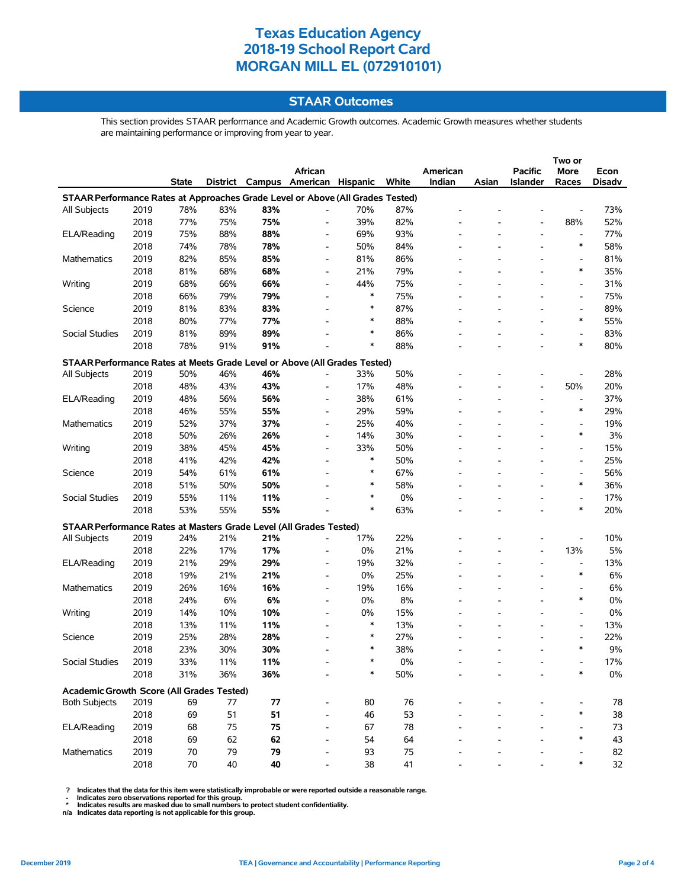# Texas Education Agency
# 2018-19 School Report Card
# MORGAN MILL EL (072910101)

## STAAR Outcomes

This section provides STAAR performance and Academic Growth outcomes. Academic Growth measures whether students are maintaining performance or improving from year to year.

| | | State | District | Campus | African American | Hispanic | White | American Indian | Asian | Pacific Islander | Two or More Races | Econ Disadv |
|---|---|---|---|---|---|---|---|---|---|---|---|---|
| **STAAR Performance Rates at Approaches Grade Level or Above (All Grades Tested)** | | | | | | | | | | | | |
| All Subjects | 2019 | 78% | 83% | **83%** | - | 70% | 87% | - | - | - | - | 73% |
| | 2018 | 77% | 75% | **75%** | - | 39% | 82% | - | - | - | 88% | 52% |
| ELA/Reading | 2019 | 75% | 88% | **88%** | - | 69% | 93% | - | - | - | - | 77% |
| | 2018 | 74% | 78% | **78%** | - | 50% | 84% | - | - | - | * | 58% |
| Mathematics | 2019 | 82% | 85% | **85%** | - | 81% | 86% | - | - | - | - | 81% |
| | 2018 | 81% | 68% | **68%** | - | 21% | 79% | - | - | - | * | 35% |
| Writing | 2019 | 68% | 66% | **66%** | - | 44% | 75% | - | - | - | - | 31% |
| | 2018 | 66% | 79% | **79%** | - | * | 75% | - | - | - | - | 75% |
| Science | 2019 | 81% | 83% | **83%** | - | * | 87% | - | - | - | - | 89% |
| | 2018 | 80% | 77% | **77%** | - | * | 88% | - | - | - | * | 55% |
| Social Studies | 2019 | 81% | 89% | **89%** | - | * | 86% | - | - | - | - | 83% |
| | 2018 | 78% | 91% | **91%** | - | * | 88% | - | - | - | * | 80% |
| **STAAR Performance Rates at Meets Grade Level or Above (All Grades Tested)** | | | | | | | | | | | | |
| All Subjects | 2019 | 50% | 46% | **46%** | - | 33% | 50% | - | - | - | - | 28% |
| | 2018 | 48% | 43% | **43%** | - | 17% | 48% | - | - | - | 50% | 20% |
| ELA/Reading | 2019 | 48% | 56% | **56%** | - | 38% | 61% | - | - | - | - | 37% |
| | 2018 | 46% | 55% | **55%** | - | 29% | 59% | - | - | - | * | 29% |
| Mathematics | 2019 | 52% | 37% | **37%** | - | 25% | 40% | - | - | - | - | 19% |
| | 2018 | 50% | 26% | **26%** | - | 14% | 30% | - | - | - | * | 3% |
| Writing | 2019 | 38% | 45% | **45%** | - | 33% | 50% | - | - | - | - | 15% |
| | 2018 | 41% | 42% | **42%** | - | * | 50% | - | - | - | - | 25% |
| Science | 2019 | 54% | 61% | **61%** | - | * | 67% | - | - | - | - | 56% |
| | 2018 | 51% | 50% | **50%** | - | * | 58% | - | - | - | * | 36% |
| Social Studies | 2019 | 55% | 11% | **11%** | - | * | 0% | - | - | - | - | 17% |
| | 2018 | 53% | 55% | **55%** | - | * | 63% | - | - | - | * | 20% |
| **STAAR Performance Rates at Masters Grade Level (All Grades Tested)** | | | | | | | | | | | | |
| All Subjects | 2019 | 24% | 21% | **21%** | - | 17% | 22% | - | - | - | - | 10% |
| | 2018 | 22% | 17% | **17%** | - | 0% | 21% | - | - | - | 13% | 5% |
| ELA/Reading | 2019 | 21% | 29% | **29%** | - | 19% | 32% | - | - | - | - | 13% |
| | 2018 | 19% | 21% | **21%** | - | 0% | 25% | - | - | - | * | 6% |
| Mathematics | 2019 | 26% | 16% | **16%** | - | 19% | 16% | - | - | - | - | 6% |
| | 2018 | 24% | 6% | **6%** | - | 0% | 8% | - | - | - | * | 0% |
| Writing | 2019 | 14% | 10% | **10%** | - | 0% | 15% | - | - | - | - | 0% |
| | 2018 | 13% | 11% | **11%** | - | * | 13% | - | - | - | - | 13% |
| Science | 2019 | 25% | 28% | **28%** | - | * | 27% | - | - | - | - | 22% |
| | 2018 | 23% | 30% | **30%** | - | * | 38% | - | - | - | * | 9% |
| Social Studies | 2019 | 33% | 11% | **11%** | - | * | 0% | - | - | - | - | 17% |
| | 2018 | 31% | 36% | **36%** | - | * | 50% | - | - | - | * | 0% |
| **Academic Growth Score (All Grades Tested)** | | | | | | | | | | | | |
| Both Subjects | 2019 | 69 | 77 | **77** | - | 80 | 76 | - | - | - | - | 78 |
| | 2018 | 69 | 51 | **51** | - | 46 | 53 | - | - | - | * | 38 |
| ELA/Reading | 2019 | 68 | 75 | **75** | - | 67 | 78 | - | - | - | - | 73 |
| | 2018 | 69 | 62 | **62** | - | 54 | 64 | - | - | - | * | 43 |
| Mathematics | 2019 | 70 | 79 | **79** | - | 93 | 75 | - | - | - | - | 82 |
| | 2018 | 70 | 40 | **40** | - | 38 | 41 | - | - | - | * | 32 |

**?** Indicates that the data for this item were statistically improbable or were reported outside a reasonable range.
**-** Indicates zero observations reported for this group.
**\*** Indicates results are masked due to small numbers to protect student confidentiality.
**n/a** Indicates data reporting is not applicable for this group.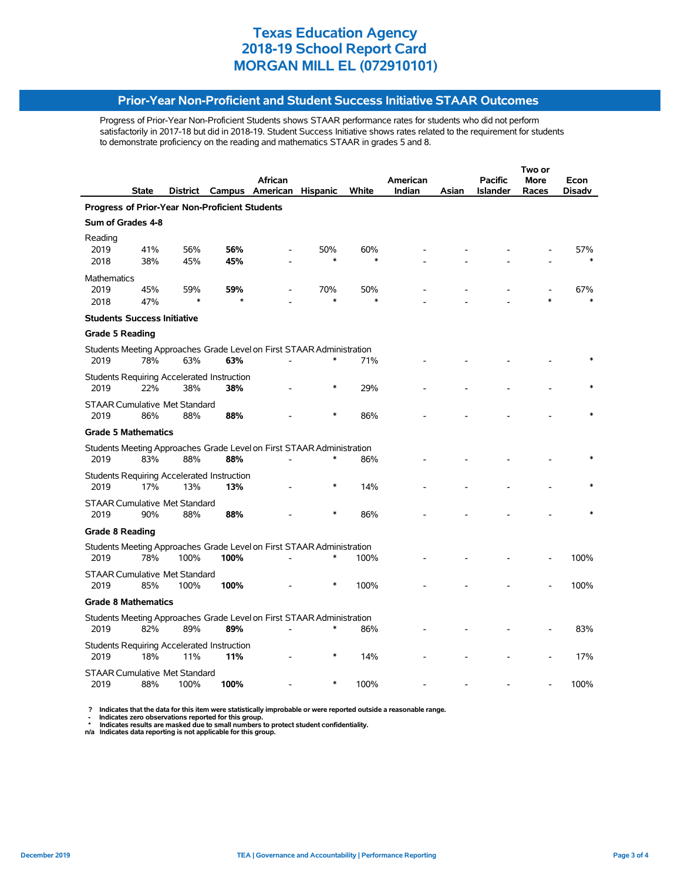# Texas Education Agency
# 2018-19 School Report Card
# MORGAN MILL EL (072910101)

## Prior-Year Non-Proficient and Student Success Initiative STAAR Outcomes

Progress of Prior-Year Non-Proficient Students shows STAAR performance rates for students who did not perform satisfactorily in 2017-18 but did in 2018-19. Student Success Initiative shows rates related to the requirement for students to demonstrate proficiency on the reading and mathematics STAAR in grades 5 and 8.

| | State | District | Campus | African American | Hispanic | White | American Indian | Asian | Pacific Islander | Two or More Races | Econ Disadv |
|---|---|---|---|---|---|---|---|---|---|---|---|
| **Progress of Prior-Year Non-Proficient Students** | | | | | | | | | | | |
| **Sum of Grades 4-8** | | | | | | | | | | | |
| Reading | | | | | | | | | | | |
| 2019 | 41% | 56% | **56%** | - | 50% | 60% | - | - | - | - | 57% |
| 2018 | 38% | 45% | **45%** | - | * | * | - | - | - | - | * |
| Mathematics | | | | | | | | | | | |
| 2019 | 45% | 59% | **59%** | - | 70% | 50% | - | - | - | - | 67% |
| 2018 | 47% | * | * | - | * | * | - | - | - | * | * |
| **Students Success Initiative** | | | | | | | | | | | |
| **Grade 5 Reading** | | | | | | | | | | | |
| Students Meeting Approaches Grade Level on First STAAR Administration | | | | | | | | | | | |
| 2019 | 78% | 63% | **63%** | - | * | 71% | - | - | - | - | * |
| Students Requiring Accelerated Instruction | | | | | | | | | | | |
| 2019 | 22% | 38% | **38%** | - | * | 29% | - | - | - | - | * |
| STAAR Cumulative Met Standard | | | | | | | | | | | |
| 2019 | 86% | 88% | **88%** | - | * | 86% | - | - | - | - | * |
| **Grade 5 Mathematics** | | | | | | | | | | | |
| Students Meeting Approaches Grade Level on First STAAR Administration | | | | | | | | | | | |
| 2019 | 83% | 88% | **88%** | - | * | 86% | - | - | - | - | * |
| Students Requiring Accelerated Instruction | | | | | | | | | | | |
| 2019 | 17% | 13% | **13%** | - | * | 14% | - | - | - | - | * |
| STAAR Cumulative Met Standard | | | | | | | | | | | |
| 2019 | 90% | 88% | **88%** | - | * | 86% | - | - | - | - | * |
| **Grade 8 Reading** | | | | | | | | | | | |
| Students Meeting Approaches Grade Level on First STAAR Administration | | | | | | | | | | | |
| 2019 | 78% | 100% | **100%** | - | * | 100% | - | - | - | - | 100% |
| STAAR Cumulative Met Standard | | | | | | | | | | | |
| 2019 | 85% | 100% | **100%** | - | * | 100% | - | - | - | - | 100% |
| **Grade 8 Mathematics** | | | | | | | | | | | |
| Students Meeting Approaches Grade Level on First STAAR Administration | | | | | | | | | | | |
| 2019 | 82% | 89% | **89%** | - | * | 86% | - | - | - | - | 83% |
| Students Requiring Accelerated Instruction | | | | | | | | | | | |
| 2019 | 18% | 11% | **11%** | - | * | 14% | - | - | - | - | 17% |
| STAAR Cumulative Met Standard | | | | | | | | | | | |
| 2019 | 88% | 100% | **100%** | - | * | 100% | - | - | - | - | 100% |

**?** Indicates that the data for this item were statistically improbable or were reported outside a reasonable range.
**-** Indicates zero observations reported for this group.
**\*** Indicates results are masked due to small numbers to protect student confidentiality.
**n/a** Indicates data reporting is not applicable for this group.